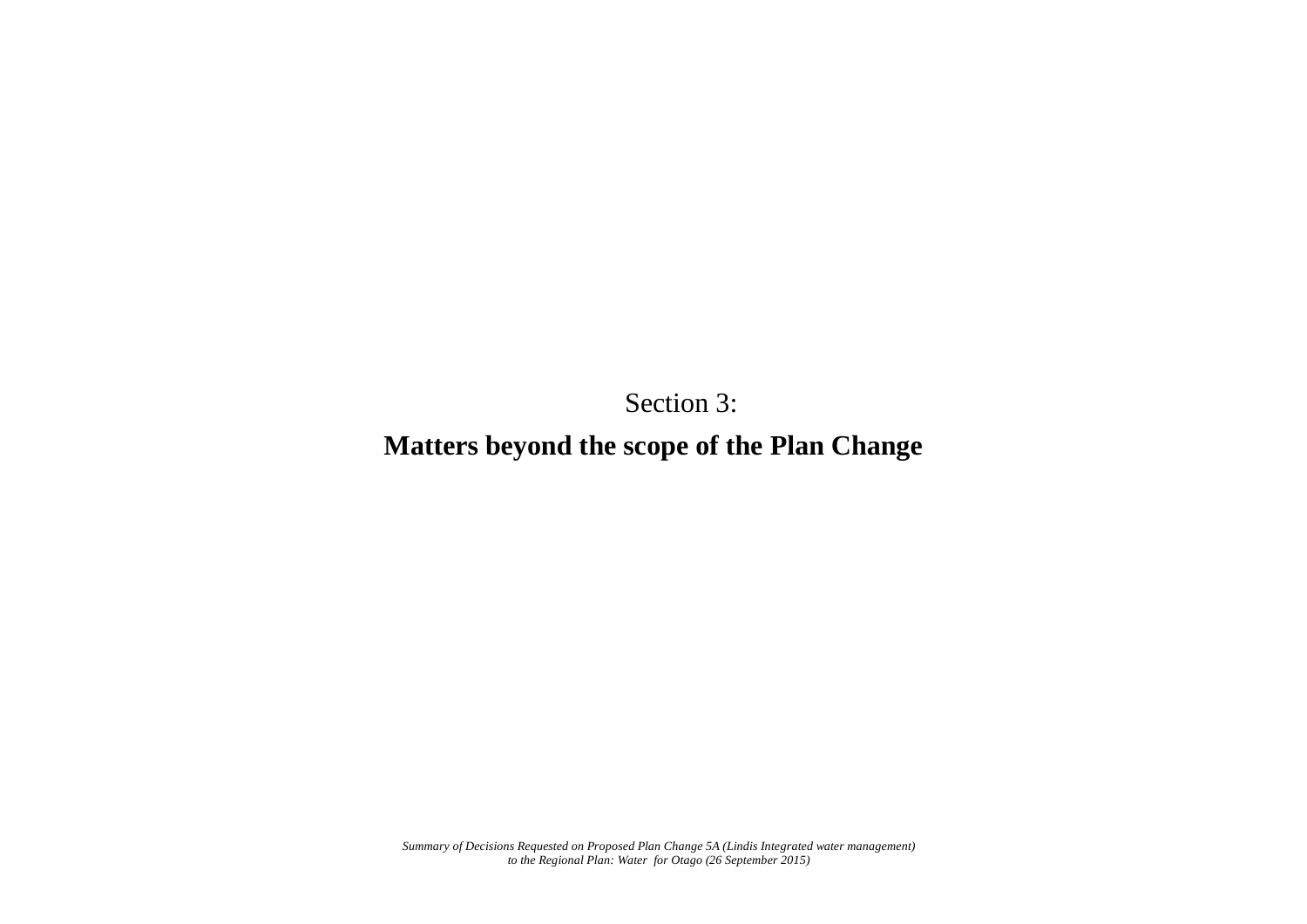Section 3:

# Matters beyond the scope of the Plan Change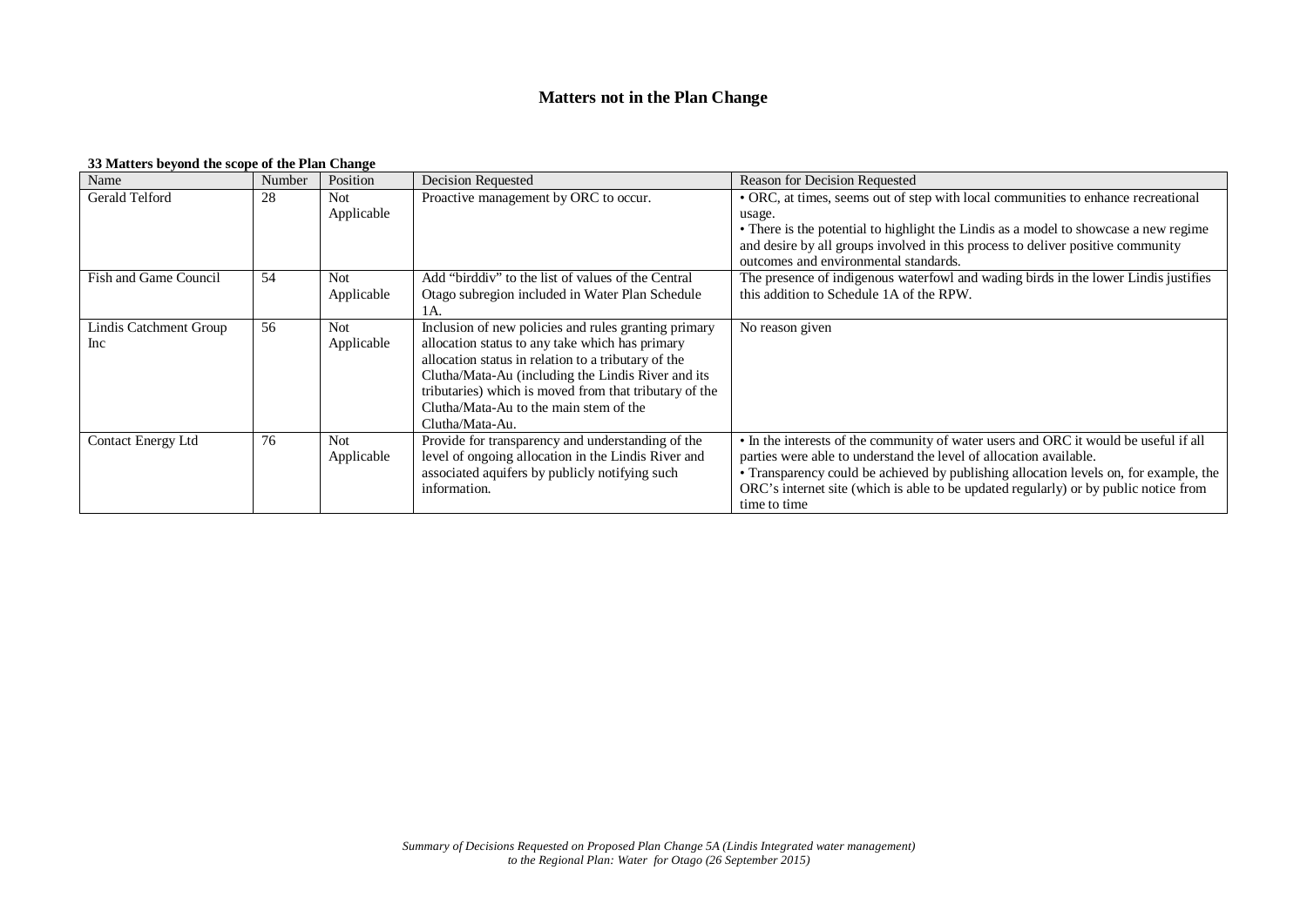# Matters not in the Plan Change

**33 Matters beyond the scope of the Plan Change**

| Name | Number | Position | Decision Requested | Reason for Decision Requested |
|---|---|---|---|---|
| Gerald Telford | 28 | Not Applicable | Proactive management by ORC to occur. | • ORC, at times, seems out of step with local communities to enhance recreational usage.<br>• There is the potential to highlight the Lindis as a model to showcase a new regime and desire by all groups involved in this process to deliver positive community outcomes and environmental standards. |
| Fish and Game Council | 54 | Not Applicable | Add "birddiv" to the list of values of the Central Otago subregion included in Water Plan Schedule 1A. | The presence of indigenous waterfowl and wading birds in the lower Lindis justifies this addition to Schedule 1A of the RPW. |
| Lindis Catchment Group Inc | 56 | Not Applicable | Inclusion of new policies and rules granting primary allocation status to any take which has primary allocation status in relation to a tributary of the Clutha/Mata-Au (including the Lindis River and its tributaries) which is moved from that tributary of the Clutha/Mata-Au to the main stem of the Clutha/Mata-Au. | No reason given |
| Contact Energy Ltd | 76 | Not Applicable | Provide for transparency and understanding of the level of ongoing allocation in the Lindis River and associated aquifers by publicly notifying such information. | • In the interests of the community of water users and ORC it would be useful if all parties were able to understand the level of allocation available.<br>• Transparency could be achieved by publishing allocation levels on, for example, the ORC's internet site (which is able to be updated regularly) or by public notice from time to time |